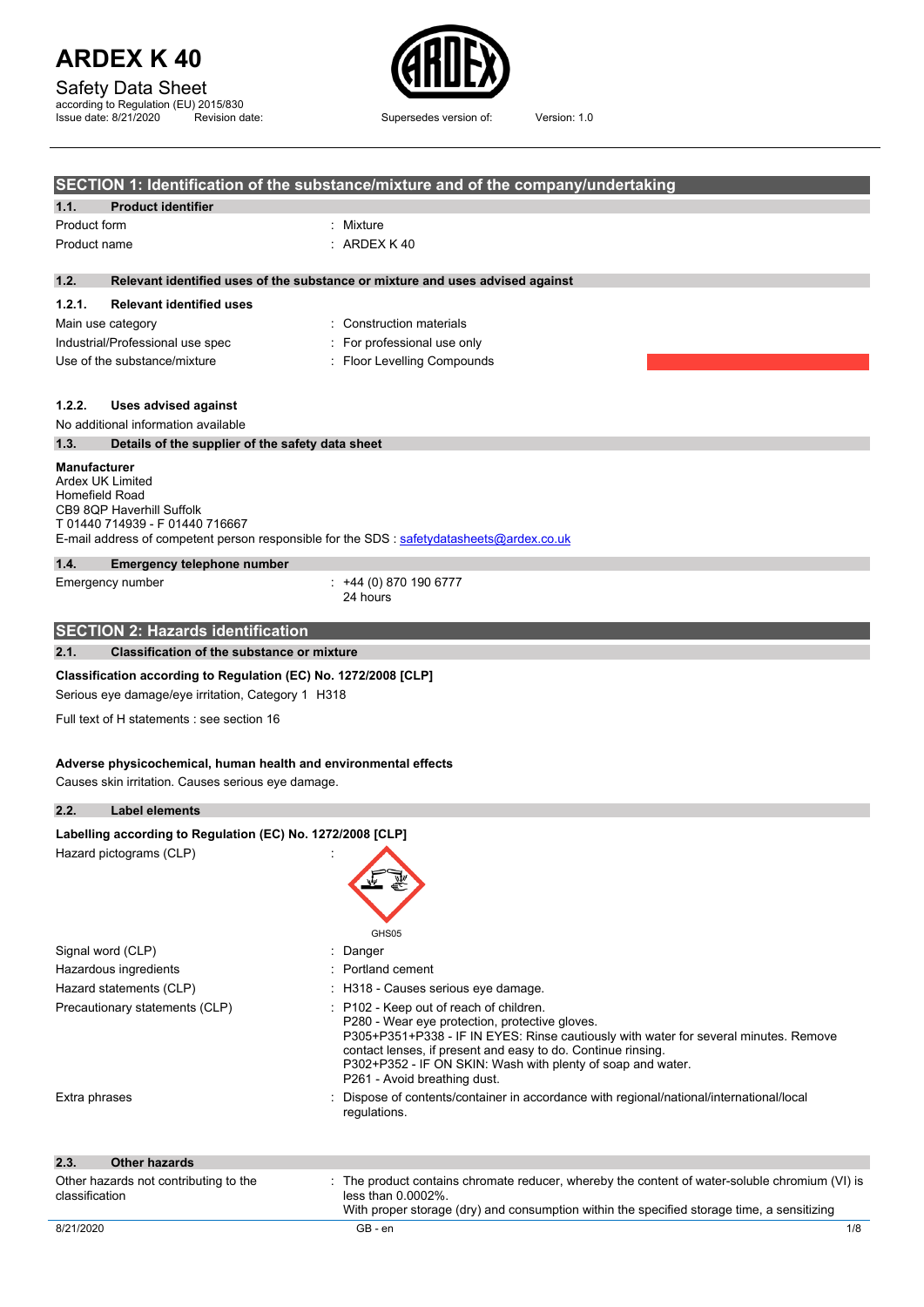# ARDEX K 40

Safety Data Sheet
according to Regulation (EU) 2015/830
Issue date: 8/21/2020 Revision date: Supersedes version of: Version: 1.0

## SECTION 1: Identification of the substance/mixture and of the company/undertaking

### 1.1. Product identifier

| | |
|---|---|
| Product form | : Mixture |
| Product name | : ARDEX K 40 |

### 1.2. Relevant identified uses of the substance or mixture and uses advised against

#### 1.2.1. Relevant identified uses

| | |
|---|---|
| Main use category | : Construction materials |
| Industrial/Professional use spec | : For professional use only |
| Use of the substance/mixture | : Floor Levelling Compounds |

#### 1.2.2. Uses advised against

No additional information available

### 1.3. Details of the supplier of the safety data sheet

**Manufacturer**
Ardex UK Limited
Homefield Road
CB9 8QP Haverhill Suffolk
T 01440 714939 - F 01440 716667
E-mail address of competent person responsible for the SDS : safetydatasheets@ardex.co.uk

### 1.4. Emergency telephone number

| | |
|---|---|
| Emergency number | : +44 (0) 870 190 6777<br>24 hours |

## SECTION 2: Hazards identification

### 2.1. Classification of the substance or mixture

**Classification according to Regulation (EC) No. 1272/2008 [CLP]**

Serious eye damage/eye irritation, Category 1 H318

Full text of H statements : see section 16

**Adverse physicochemical, human health and environmental effects**

Causes skin irritation. Causes serious eye damage.

### 2.2. Label elements

**Labelling according to Regulation (EC) No. 1272/2008 [CLP]**

Hazard pictograms (CLP) :

GHS05

| | |
|---|---|
| Signal word (CLP) | : Danger |
| Hazardous ingredients | : Portland cement |
| Hazard statements (CLP) | : H318 - Causes serious eye damage. |
| Precautionary statements (CLP) | : P102 - Keep out of reach of children.<br>P280 - Wear eye protection, protective gloves.<br>P305+P351+P338 - IF IN EYES: Rinse cautiously with water for several minutes. Remove contact lenses, if present and easy to do. Continue rinsing.<br>P302+P352 - IF ON SKIN: Wash with plenty of soap and water.<br>P261 - Avoid breathing dust. |
| Extra phrases | : Dispose of contents/container in accordance with regional/national/international/local regulations. |

### 2.3. Other hazards

| | |
|---|---|
| Other hazards not contributing to the classification | : The product contains chromate reducer, whereby the content of water-soluble chromium (VI) is less than 0.0002%.<br>With proper storage (dry) and consumption within the specified storage time, a sensitizing |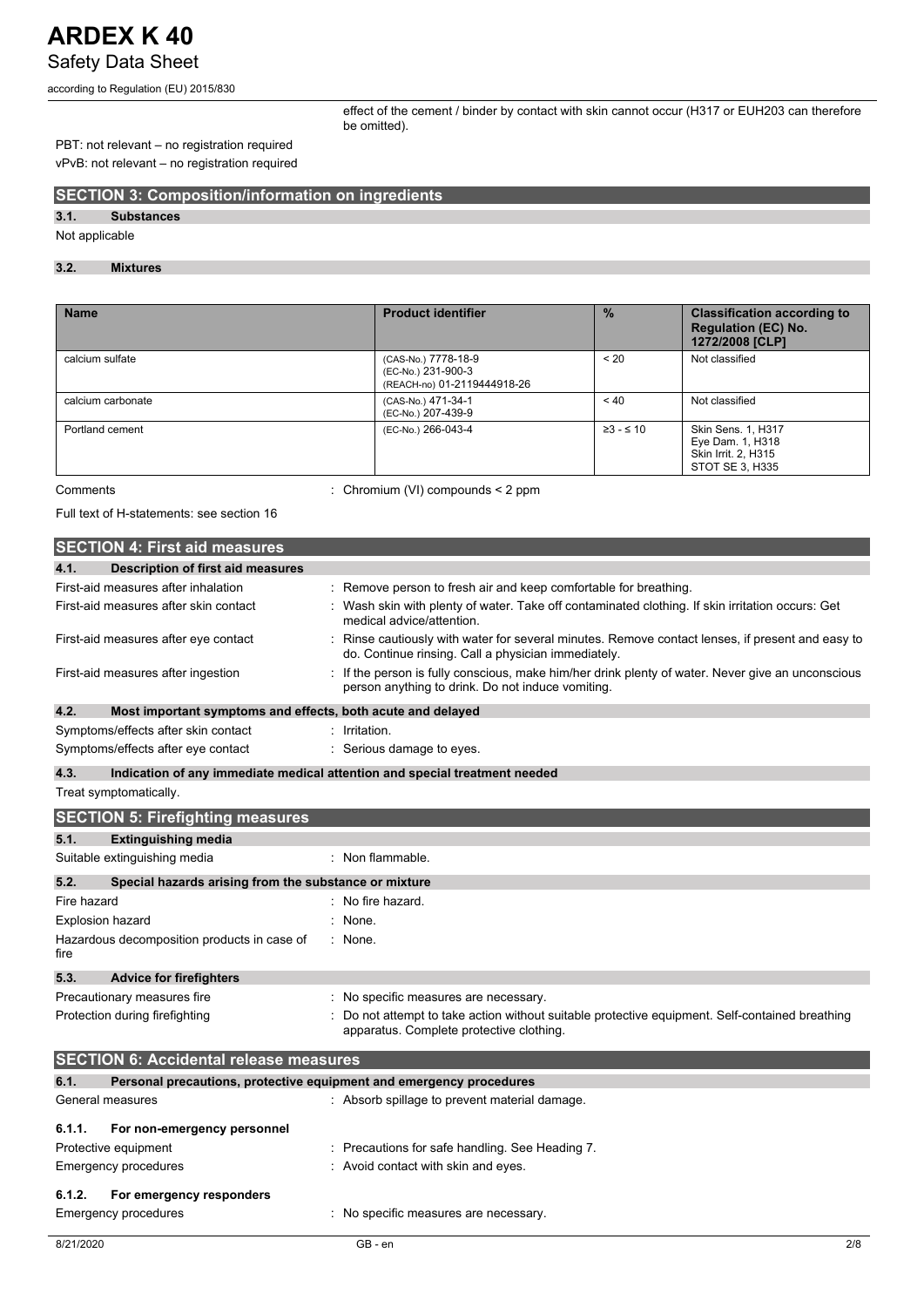effect of the cement / binder by contact with skin cannot occur (H317 or EUH203 can therefore be omitted).

PBT: not relevant – no registration required

vPvB: not relevant – no registration required

## SECTION 3: Composition/information on ingredients

### 3.1. Substances

Not applicable

### 3.2. Mixtures

| Name | Product identifier | % | Classification according to Regulation (EC) No. 1272/2008 [CLP] |
|---|---|---|---|
| calcium sulfate | (CAS-No.) 7778-18-9<br>(EC-No.) 231-900-3<br>(REACH-no) 01-2119444918-26 | < 20 | Not classified |
| calcium carbonate | (CAS-No.) 471-34-1<br>(EC-No.) 207-439-9 | < 40 | Not classified |
| Portland cement | (EC-No.) 266-043-4 | ≥3 - ≤ 10 | Skin Sens. 1, H317<br>Eye Dam. 1, H318<br>Skin Irrit. 2, H315<br>STOT SE 3, H335 |

Comments : Chromium (VI) compounds < 2 ppm

Full text of H-statements: see section 16

## SECTION 4: First aid measures

### 4.1. Description of first aid measures

First-aid measures after inhalation : Remove person to fresh air and keep comfortable for breathing.

First-aid measures after skin contact : Wash skin with plenty of water. Take off contaminated clothing. If skin irritation occurs: Get medical advice/attention.

First-aid measures after eye contact : Rinse cautiously with water for several minutes. Remove contact lenses, if present and easy to do. Continue rinsing. Call a physician immediately.

First-aid measures after ingestion : If the person is fully conscious, make him/her drink plenty of water. Never give an unconscious person anything to drink. Do not induce vomiting.

### 4.2. Most important symptoms and effects, both acute and delayed

Symptoms/effects after skin contact : Irritation.

Symptoms/effects after eye contact : Serious damage to eyes.

### 4.3. Indication of any immediate medical attention and special treatment needed

Treat symptomatically.

## SECTION 5: Firefighting measures

### 5.1. Extinguishing media

Suitable extinguishing media : Non flammable.

### 5.2. Special hazards arising from the substance or mixture

Fire hazard : No fire hazard.

Explosion hazard : None.

Hazardous decomposition products in case of fire : None.

### 5.3. Advice for firefighters

Precautionary measures fire : No specific measures are necessary.

Protection during firefighting : Do not attempt to take action without suitable protective equipment. Self-contained breathing apparatus. Complete protective clothing.

## SECTION 6: Accidental release measures

### 6.1. Personal precautions, protective equipment and emergency procedures

General measures : Absorb spillage to prevent material damage.

#### 6.1.1. For non-emergency personnel

Protective equipment : Precautions for safe handling. See Heading 7.

Emergency procedures : Avoid contact with skin and eyes.

#### 6.1.2. For emergency responders

Emergency procedures : No specific measures are necessary.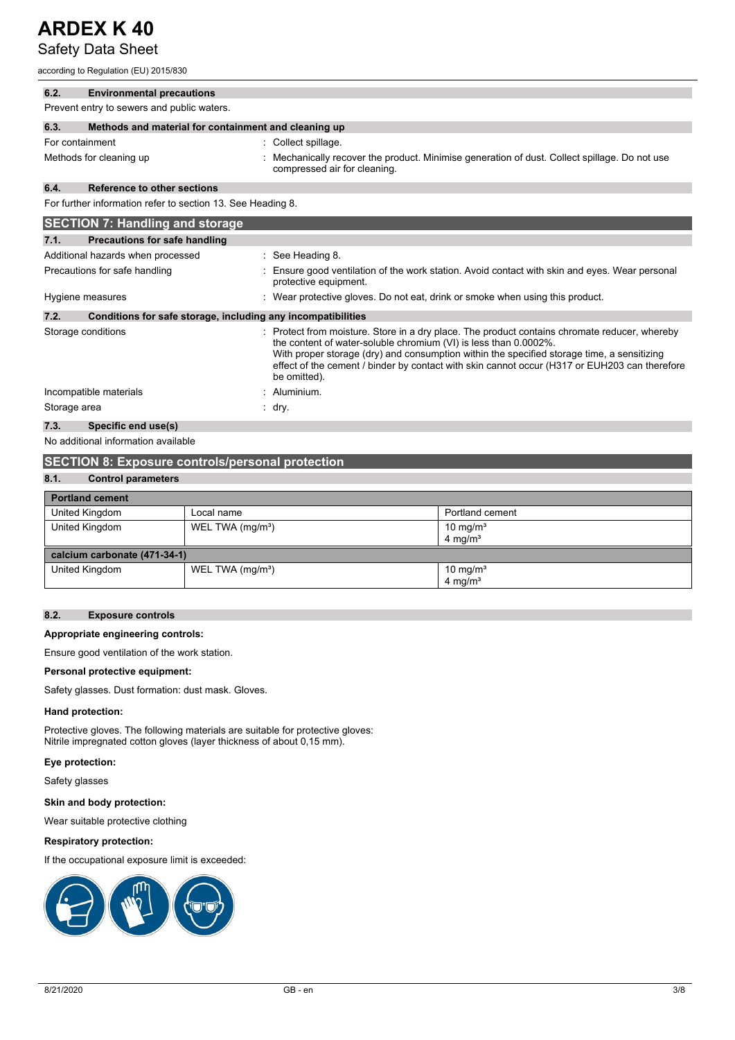### 6.2. Environmental precautions

Prevent entry to sewers and public waters.

### 6.3. Methods and material for containment and cleaning up

| | |
|---|---|
| For containment | : Collect spillage. |
| Methods for cleaning up | : Mechanically recover the product. Minimise generation of dust. Collect spillage. Do not use compressed air for cleaning. |

### 6.4. Reference to other sections

For further information refer to section 13. See Heading 8.

## SECTION 7: Handling and storage

### 7.1. Precautions for safe handling

| | |
|---|---|
| Additional hazards when processed | : See Heading 8. |
| Precautions for safe handling | : Ensure good ventilation of the work station. Avoid contact with skin and eyes. Wear personal protective equipment. |
| Hygiene measures | : Wear protective gloves. Do not eat, drink or smoke when using this product. |

### 7.2. Conditions for safe storage, including any incompatibilities

| | |
|---|---|
| Storage conditions | : Protect from moisture. Store in a dry place. The product contains chromate reducer, whereby the content of water-soluble chromium (VI) is less than 0.0002%. With proper storage (dry) and consumption within the specified storage time, a sensitizing effect of the cement / binder by contact with skin cannot occur (H317 or EUH203 can therefore be omitted). |
| Incompatible materials | : Aluminium. |
| Storage area | : dry. |

### 7.3. Specific end use(s)

No additional information available

## SECTION 8: Exposure controls/personal protection

### 8.1. Control parameters

| Portland cement | | |
|---|---|---|
| United Kingdom | Local name | Portland cement |
| United Kingdom | WEL TWA (mg/m³) | 10 mg/m³<br>4 mg/m³ |
| **calcium carbonate (471-34-1)** | | |
| United Kingdom | WEL TWA (mg/m³) | 10 mg/m³<br>4 mg/m³ |

### 8.2. Exposure controls

**Appropriate engineering controls:**

Ensure good ventilation of the work station.

**Personal protective equipment:**

Safety glasses. Dust formation: dust mask. Gloves.

**Hand protection:**

Protective gloves. The following materials are suitable for protective gloves:
Nitrile impregnated cotton gloves (layer thickness of about 0,15 mm).

**Eye protection:**

Safety glasses

**Skin and body protection:**

Wear suitable protective clothing

**Respiratory protection:**

If the occupational exposure limit is exceeded: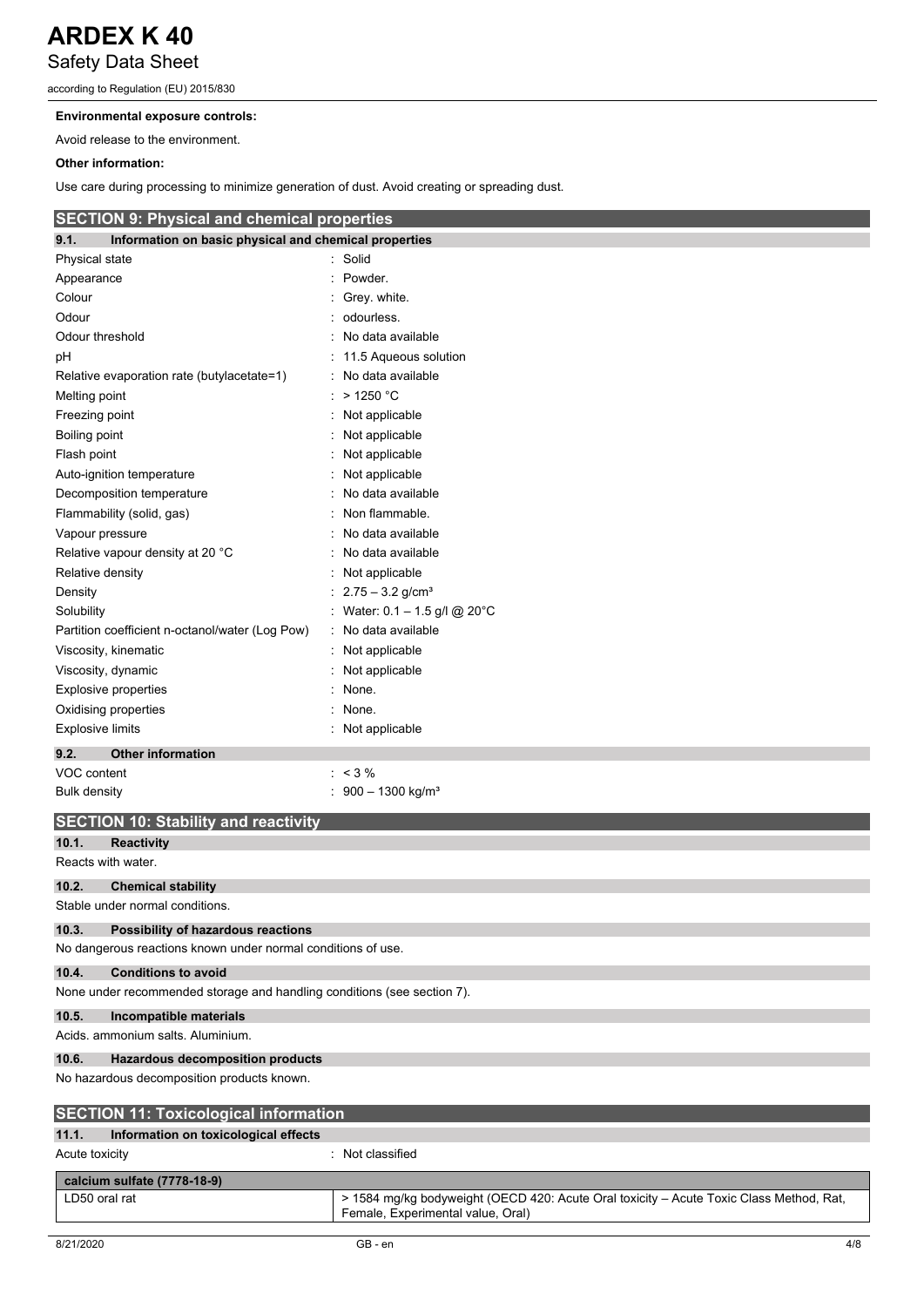**Environmental exposure controls:**

Avoid release to the environment.

**Other information:**

Use care during processing to minimize generation of dust. Avoid creating or spreading dust.

## SECTION 9: Physical and chemical properties

### 9.1. Information on basic physical and chemical properties

| | |
|---|---|
| Physical state | : Solid |
| Appearance | : Powder. |
| Colour | : Grey. white. |
| Odour | : odourless. |
| Odour threshold | : No data available |
| pH | : 11.5 Aqueous solution |
| Relative evaporation rate (butylacetate=1) | : No data available |
| Melting point | : > 1250 °C |
| Freezing point | : Not applicable |
| Boiling point | : Not applicable |
| Flash point | : Not applicable |
| Auto-ignition temperature | : Not applicable |
| Decomposition temperature | : No data available |
| Flammability (solid, gas) | : Non flammable. |
| Vapour pressure | : No data available |
| Relative vapour density at 20 °C | : No data available |
| Relative density | : Not applicable |
| Density | : 2.75 – 3.2 g/cm³ |
| Solubility | : Water: 0.1 – 1.5 g/l @ 20°C |
| Partition coefficient n-octanol/water (Log Pow) | : No data available |
| Viscosity, kinematic | : Not applicable |
| Viscosity, dynamic | : Not applicable |
| Explosive properties | : None. |
| Oxidising properties | : None. |
| Explosive limits | : Not applicable |

### 9.2. Other information

| | |
|---|---|
| VOC content | : < 3 % |
| Bulk density | : 900 – 1300 kg/m³ |

## SECTION 10: Stability and reactivity

### 10.1. Reactivity

Reacts with water.

### 10.2. Chemical stability

Stable under normal conditions.

### 10.3. Possibility of hazardous reactions

No dangerous reactions known under normal conditions of use.

### 10.4. Conditions to avoid

None under recommended storage and handling conditions (see section 7).

### 10.5. Incompatible materials

Acids. ammonium salts. Aluminium.

### 10.6. Hazardous decomposition products

No hazardous decomposition products known.

## SECTION 11: Toxicological information

### 11.1. Information on toxicological effects

Acute toxicity : Not classified

| calcium sulfate (7778-18-9) | |
|---|---|
| LD50 oral rat | > 1584 mg/kg bodyweight (OECD 420: Acute Oral toxicity – Acute Toxic Class Method, Rat, Female, Experimental value, Oral) |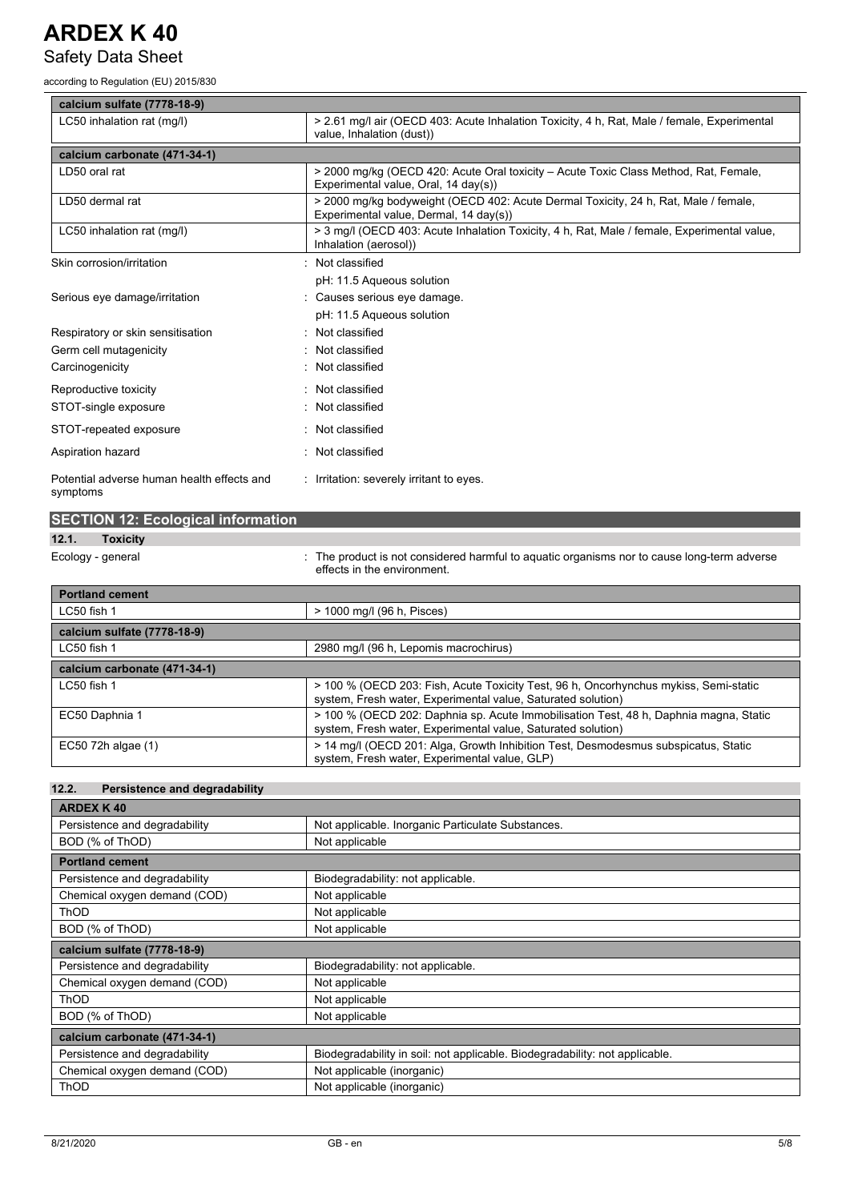| calcium sulfate (7778-18-9) | |
| --- | --- |
| LC50 inhalation rat (mg/l) | > 2.61 mg/l air (OECD 403: Acute Inhalation Toxicity, 4 h, Rat, Male / female, Experimental value, Inhalation (dust)) |
| **calcium carbonate (471-34-1)** | |
| LD50 oral rat | > 2000 mg/kg (OECD 420: Acute Oral toxicity – Acute Toxic Class Method, Rat, Female, Experimental value, Oral, 14 day(s)) |
| LD50 dermal rat | > 2000 mg/kg bodyweight (OECD 402: Acute Dermal Toxicity, 24 h, Rat, Male / female, Experimental value, Dermal, 14 day(s)) |
| LC50 inhalation rat (mg/l) | > 3 mg/l (OECD 403: Acute Inhalation Toxicity, 4 h, Rat, Male / female, Experimental value, Inhalation (aerosol)) |

Skin corrosion/irritation : Not classified

pH: 11.5 Aqueous solution

Serious eye damage/irritation : Causes serious eye damage.

pH: 11.5 Aqueous solution

Respiratory or skin sensitisation : Not classified

Germ cell mutagenicity : Not classified

Carcinogenicity : Not classified

Reproductive toxicity : Not classified

STOT-single exposure : Not classified

STOT-repeated exposure : Not classified

Aspiration hazard : Not classified

Potential adverse human health effects and symptoms : Irritation: severely irritant to eyes.

## SECTION 12: Ecological information

### 12.1. Toxicity

Ecology - general : The product is not considered harmful to aquatic organisms nor to cause long-term adverse effects in the environment.

| Portland cement | |
| --- | --- |
| LC50 fish 1 | > 1000 mg/l (96 h, Pisces) |
| **calcium sulfate (7778-18-9)** | |
| LC50 fish 1 | 2980 mg/l (96 h, Lepomis macrochirus) |
| **calcium carbonate (471-34-1)** | |
| LC50 fish 1 | > 100 % (OECD 203: Fish, Acute Toxicity Test, 96 h, Oncorhynchus mykiss, Semi-static system, Fresh water, Experimental value, Saturated solution) |
| EC50 Daphnia 1 | > 100 % (OECD 202: Daphnia sp. Acute Immobilisation Test, 48 h, Daphnia magna, Static system, Fresh water, Experimental value, Saturated solution) |
| EC50 72h algae (1) | > 14 mg/l (OECD 201: Alga, Growth Inhibition Test, Desmodesmus subspicatus, Static system, Fresh water, Experimental value, GLP) |

### 12.2. Persistence and degradability

| ARDEX K 40 | |
| --- | --- |
| Persistence and degradability | Not applicable. Inorganic Particulate Substances. |
| BOD (% of ThOD) | Not applicable |
| **Portland cement** | |
| Persistence and degradability | Biodegradability: not applicable. |
| Chemical oxygen demand (COD) | Not applicable |
| ThOD | Not applicable |
| BOD (% of ThOD) | Not applicable |
| **calcium sulfate (7778-18-9)** | |
| Persistence and degradability | Biodegradability: not applicable. |
| Chemical oxygen demand (COD) | Not applicable |
| ThOD | Not applicable |
| BOD (% of ThOD) | Not applicable |
| **calcium carbonate (471-34-1)** | |
| Persistence and degradability | Biodegradability in soil: not applicable. Biodegradability: not applicable. |
| Chemical oxygen demand (COD) | Not applicable (inorganic) |
| ThOD | Not applicable (inorganic) |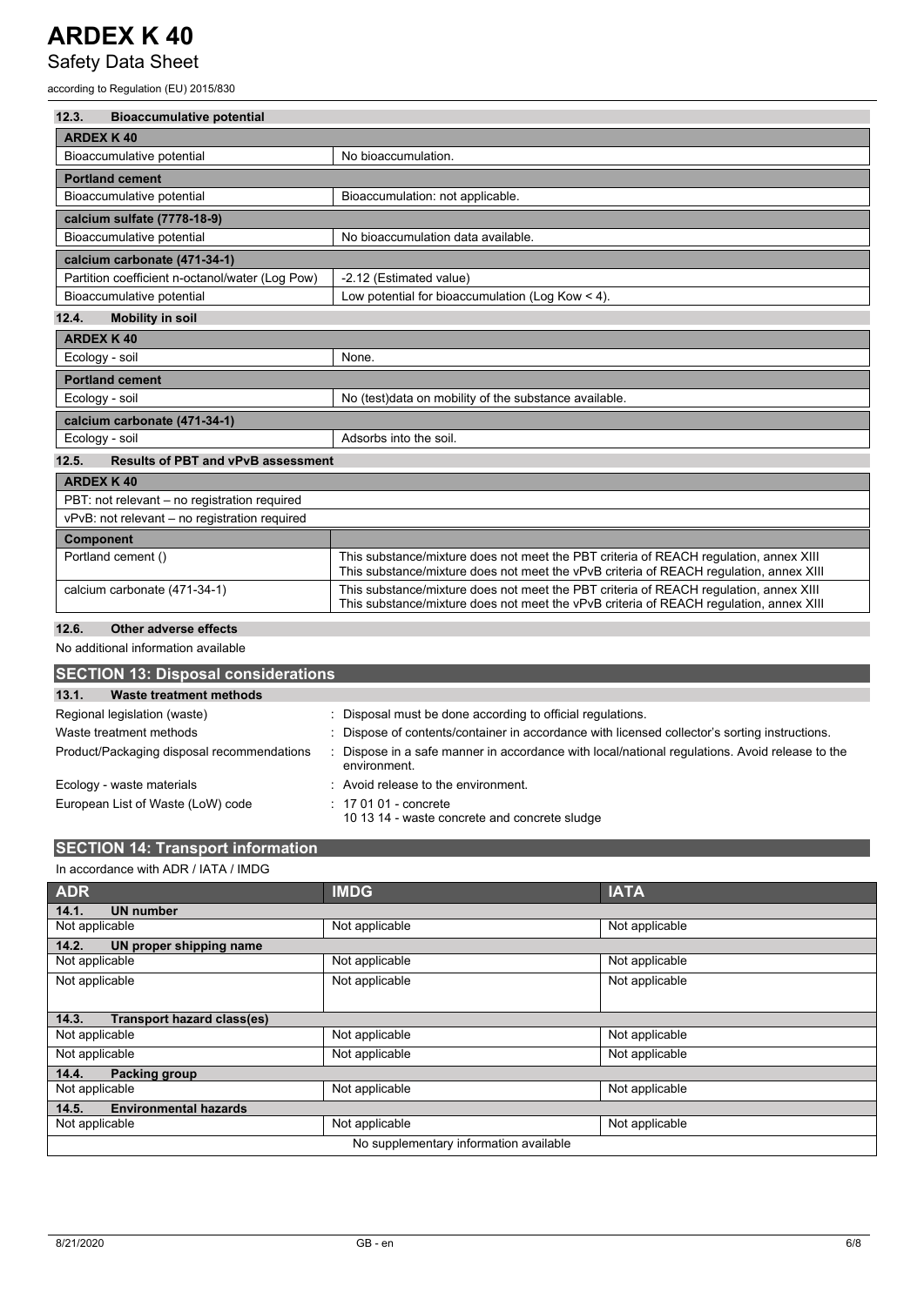### 12.3. Bioaccumulative potential

| **ARDEX K 40** | |
|---|---|
| Bioaccumulative potential | No bioaccumulation. |
| **Portland cement** | |
| Bioaccumulative potential | Bioaccumulation: not applicable. |
| **calcium sulfate (7778-18-9)** | |
| Bioaccumulative potential | No bioaccumulation data available. |
| **calcium carbonate (471-34-1)** | |
| Partition coefficient n-octanol/water (Log Pow) | -2.12 (Estimated value) |
| Bioaccumulative potential | Low potential for bioaccumulation (Log Kow < 4). |

### 12.4. Mobility in soil

| **ARDEX K 40** | |
|---|---|
| Ecology - soil | None. |
| **Portland cement** | |
| Ecology - soil | No (test)data on mobility of the substance available. |
| **calcium carbonate (471-34-1)** | |
| Ecology - soil | Adsorbs into the soil. |

### 12.5. Results of PBT and vPvB assessment

| **ARDEX K 40** | |
|---|---|
| PBT: not relevant – no registration required | |
| vPvB: not relevant – no registration required | |
| **Component** | |
| Portland cement () | This substance/mixture does not meet the PBT criteria of REACH regulation, annex XIII<br>This substance/mixture does not meet the vPvB criteria of REACH regulation, annex XIII |
| calcium carbonate (471-34-1) | This substance/mixture does not meet the PBT criteria of REACH regulation, annex XIII<br>This substance/mixture does not meet the vPvB criteria of REACH regulation, annex XIII |

### 12.6. Other adverse effects

No additional information available

## SECTION 13: Disposal considerations

### 13.1. Waste treatment methods

| | |
|---|---|
| Regional legislation (waste) | : Disposal must be done according to official regulations. |
| Waste treatment methods | : Dispose of contents/container in accordance with licensed collector's sorting instructions. |
| Product/Packaging disposal recommendations | : Dispose in a safe manner in accordance with local/national regulations. Avoid release to the environment. |
| Ecology - waste materials | : Avoid release to the environment. |
| European List of Waste (LoW) code | : 17 01 01 - concrete<br>10 13 14 - waste concrete and concrete sludge |

## SECTION 14: Transport information

In accordance with ADR / IATA / IMDG

| ADR | IMDG | IATA |
|---|---|---|
| **14.1. UN number** | | |
| Not applicable | Not applicable | Not applicable |
| **14.2. UN proper shipping name** | | |
| Not applicable | Not applicable | Not applicable |
| Not applicable | Not applicable | Not applicable |
| **14.3. Transport hazard class(es)** | | |
| Not applicable | Not applicable | Not applicable |
| Not applicable | Not applicable | Not applicable |
| **14.4. Packing group** | | |
| Not applicable | Not applicable | Not applicable |
| **14.5. Environmental hazards** | | |
| Not applicable | Not applicable | Not applicable |
| No supplementary information available | | |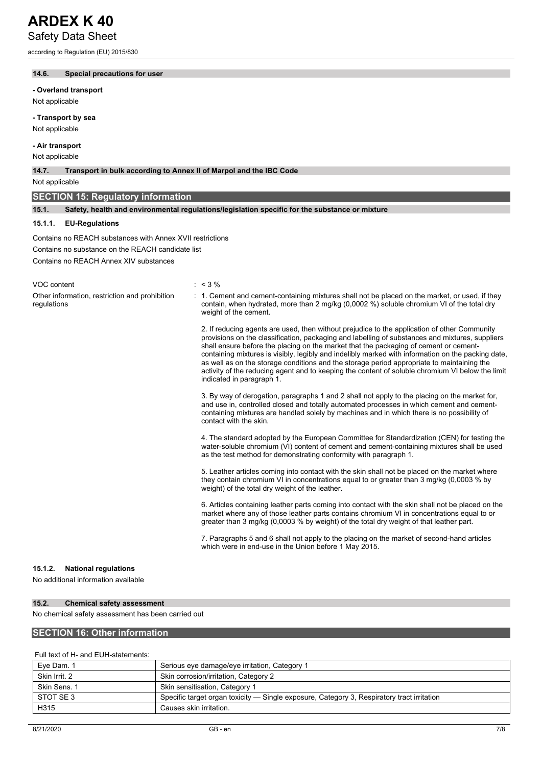### 14.6. Special precautions for user

**- Overland transport**

Not applicable

**- Transport by sea**

Not applicable

**- Air transport**

Not applicable

### 14.7. Transport in bulk according to Annex II of Marpol and the IBC Code

Not applicable

## SECTION 15: Regulatory information

### 15.1. Safety, health and environmental regulations/legislation specific for the substance or mixture

#### 15.1.1. EU-Regulations

Contains no REACH substances with Annex XVII restrictions

Contains no substance on the REACH candidate list

Contains no REACH Annex XIV substances

VOC content : < 3 %

Other information, restriction and prohibition regulations :

1. Cement and cement-containing mixtures shall not be placed on the market, or used, if they contain, when hydrated, more than 2 mg/kg (0,0002 %) soluble chromium VI of the total dry weight of the cement.

2. If reducing agents are used, then without prejudice to the application of other Community provisions on the classification, packaging and labelling of substances and mixtures, suppliers shall ensure before the placing on the market that the packaging of cement or cement-containing mixtures is visibly, legibly and indelibly marked with information on the packing date, as well as on the storage conditions and the storage period appropriate to maintaining the activity of the reducing agent and to keeping the content of soluble chromium VI below the limit indicated in paragraph 1.

3. By way of derogation, paragraphs 1 and 2 shall not apply to the placing on the market for, and use in, controlled closed and totally automated processes in which cement and cement-containing mixtures are handled solely by machines and in which there is no possibility of contact with the skin.

4. The standard adopted by the European Committee for Standardization (CEN) for testing the water-soluble chromium (VI) content of cement and cement-containing mixtures shall be used as the test method for demonstrating conformity with paragraph 1.

5. Leather articles coming into contact with the skin shall not be placed on the market where they contain chromium VI in concentrations equal to or greater than 3 mg/kg (0,0003 % by weight) of the total dry weight of the leather.

6. Articles containing leather parts coming into contact with the skin shall not be placed on the market where any of those leather parts contains chromium VI in concentrations equal to or greater than 3 mg/kg (0,0003 % by weight) of the total dry weight of that leather part.

7. Paragraphs 5 and 6 shall not apply to the placing on the market of second-hand articles which were in end-use in the Union before 1 May 2015.

#### 15.1.2. National regulations

No additional information available

### 15.2. Chemical safety assessment

No chemical safety assessment has been carried out

## SECTION 16: Other information

Full text of H- and EUH-statements:

| | |
|---|---|
| Eye Dam. 1 | Serious eye damage/eye irritation, Category 1 |
| Skin Irrit. 2 | Skin corrosion/irritation, Category 2 |
| Skin Sens. 1 | Skin sensitisation, Category 1 |
| STOT SE 3 | Specific target organ toxicity — Single exposure, Category 3, Respiratory tract irritation |
| H315 | Causes skin irritation. |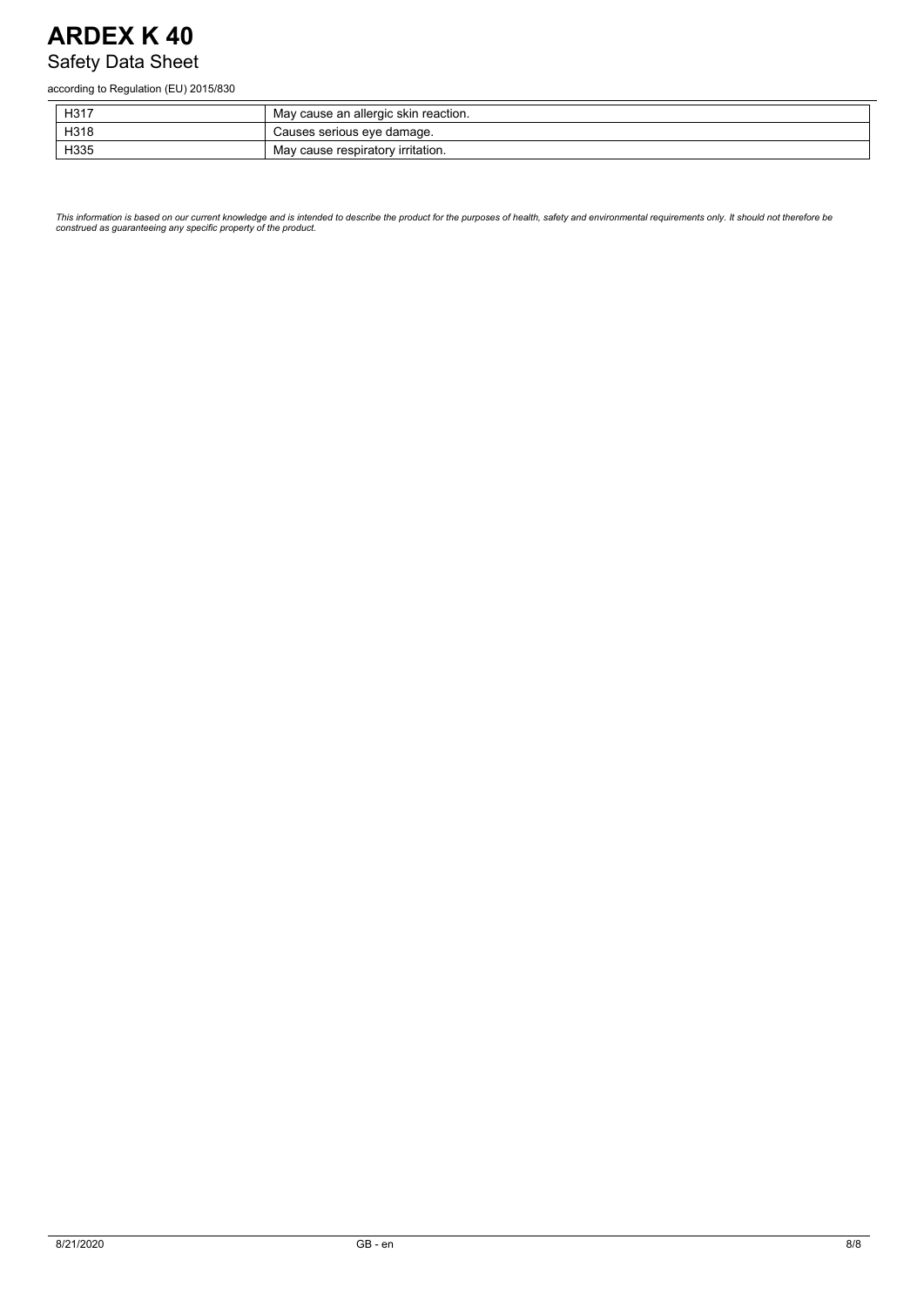| | |
|---|---|
| H317 | May cause an allergic skin reaction. |
| H318 | Causes serious eye damage. |
| H335 | May cause respiratory irritation. |

*This information is based on our current knowledge and is intended to describe the product for the purposes of health, safety and environmental requirements only. It should not therefore be construed as guaranteeing any specific property of the product.*